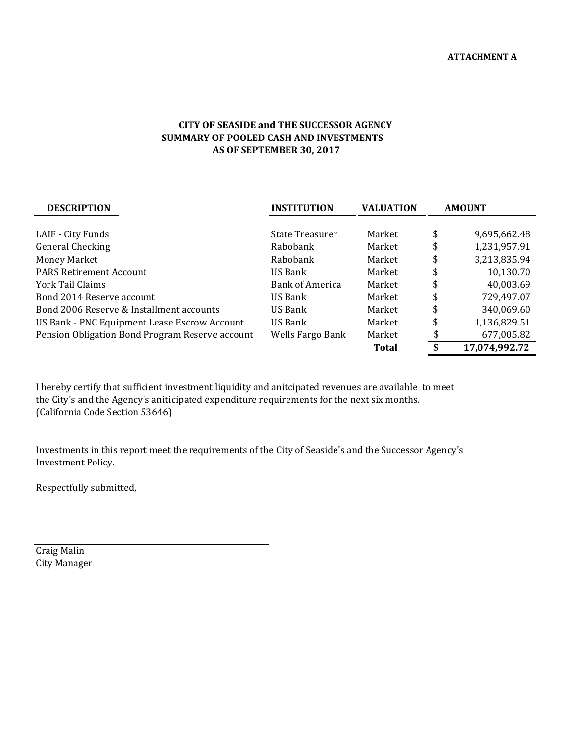**ATTACHMENT A**

## CITY OF SEASIDE and THE SUCCESSOR AGENCY
## SUMMARY OF POOLED CASH AND INVESTMENTS
## AS OF SEPTEMBER 30, 2017

| DESCRIPTION | INSTITUTION | VALUATION | AMOUNT |
|---|---|---|---|
| LAIF - City Funds | State Treasurer | Market | $ 9,695,662.48 |
| General Checking | Rabobank | Market | $ 1,231,957.91 |
| Money Market | Rabobank | Market | $ 3,213,835.94 |
| PARS Retirement Account | US Bank | Market | $ 10,130.70 |
| York Tail Claims | Bank of America | Market | $ 40,003.69 |
| Bond 2014 Reserve account | US Bank | Market | $ 729,497.07 |
| Bond 2006 Reserve & Installment accounts | US Bank | Market | $ 340,069.60 |
| US Bank - PNC Equipment Lease Escrow Account | US Bank | Market | $ 1,136,829.51 |
| Pension Obligation Bond Program Reserve account | Wells Fargo Bank | Market | $ 677,005.82 |
| | | **Total** | **$ 17,074,992.72** |

I hereby certify that sufficient investment liquidity and anitcipated revenues are available to meet the City's and the Agency's aniticipated expenditure requirements for the next six months. (California Code Section 53646)

Investments in this report meet the requirements of the City of Seaside's and the Successor Agency's Investment Policy.

Respectfully submitted,

Craig Malin
City Manager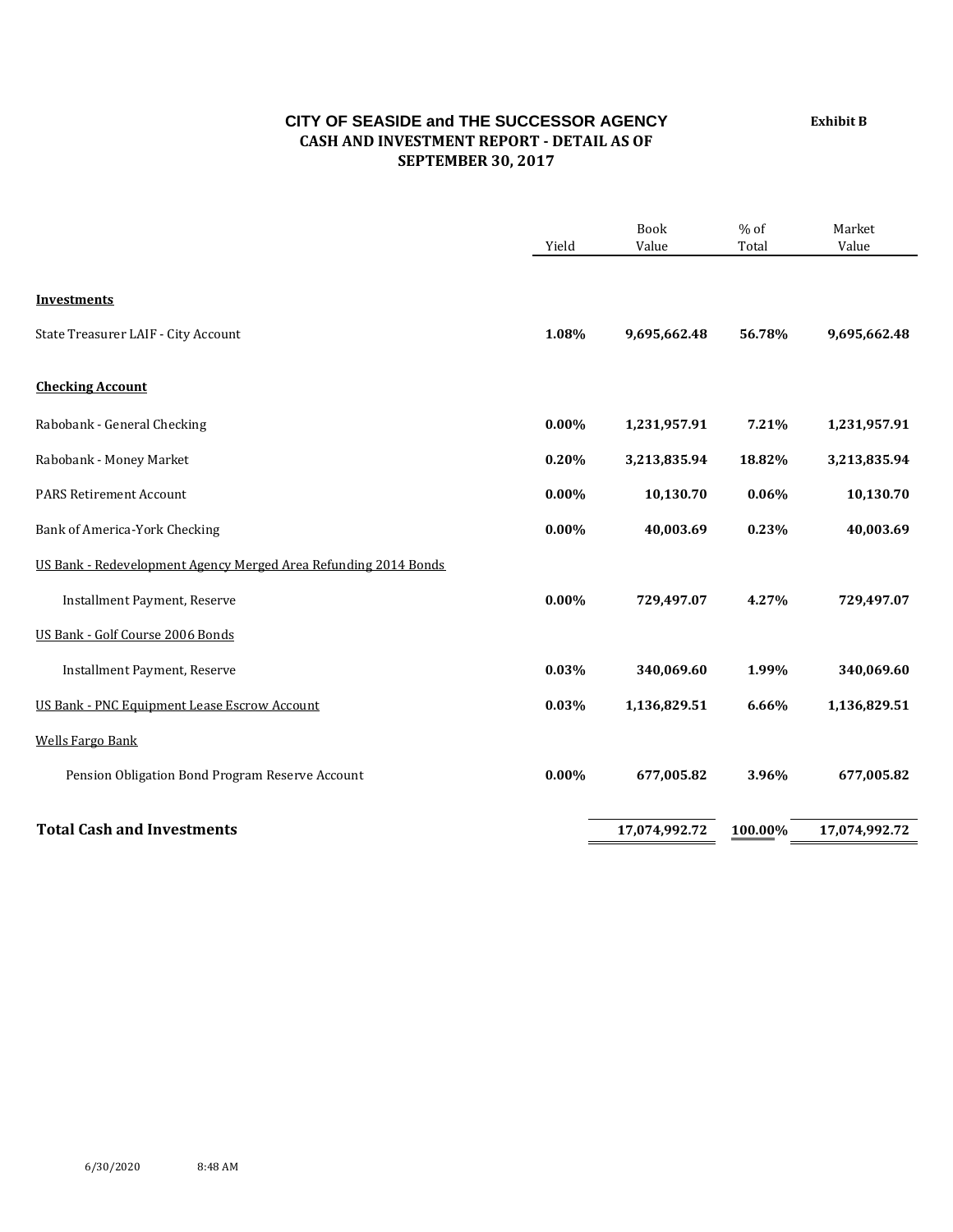# CITY OF SEASIDE and THE SUCCESSOR AGENCY

**Exhibit B**

## CASH AND INVESTMENT REPORT - DETAIL AS OF SEPTEMBER 30, 2017

| | Yield | Book Value | % of Total | Market Value |
|---|---|---|---|---|
| **Investments** | | | | |
| State Treasurer LAIF - City Account | **1.08%** | **9,695,662.48** | **56.78%** | **9,695,662.48** |
| **Checking Account** | | | | |
| Rabobank - General Checking | **0.00%** | **1,231,957.91** | **7.21%** | **1,231,957.91** |
| Rabobank - Money Market | **0.20%** | **3,213,835.94** | **18.82%** | **3,213,835.94** |
| PARS Retirement Account | **0.00%** | **10,130.70** | **0.06%** | **10,130.70** |
| Bank of America-York Checking | **0.00%** | **40,003.69** | **0.23%** | **40,003.69** |
| US Bank - Redevelopment Agency Merged Area Refunding 2014 Bonds | | | | |
| Installment Payment, Reserve | **0.00%** | **729,497.07** | **4.27%** | **729,497.07** |
| US Bank - Golf Course 2006 Bonds | | | | |
| Installment Payment, Reserve | **0.03%** | **340,069.60** | **1.99%** | **340,069.60** |
| US Bank - PNC Equipment Lease Escrow Account | **0.03%** | **1,136,829.51** | **6.66%** | **1,136,829.51** |
| Wells Fargo Bank | | | | |
| Pension Obligation Bond Program Reserve Account | **0.00%** | **677,005.82** | **3.96%** | **677,005.82** |
| **Total Cash and Investments** | | **17,074,992.72** | **100.00%** | **17,074,992.72** |

6/30/2020 8:48 AM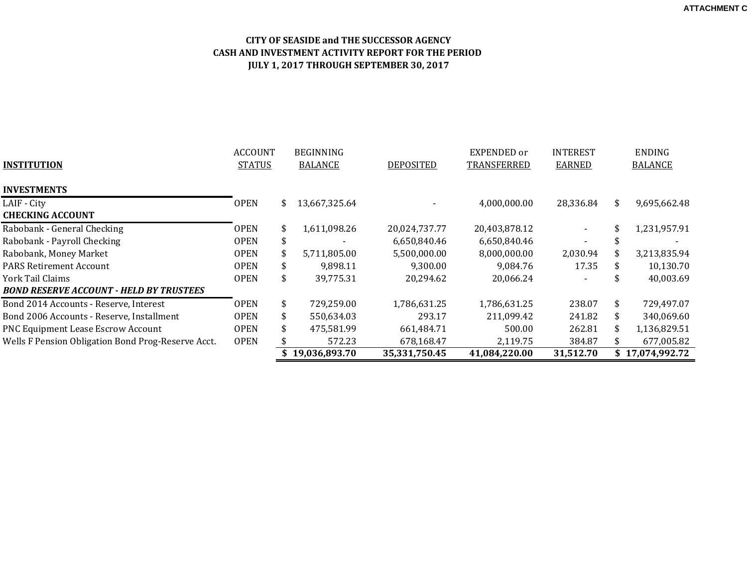ATTACHMENT C

# CITY OF SEASIDE and THE SUCCESSOR AGENCY
## CASH AND INVESTMENT ACTIVITY REPORT FOR THE PERIOD
## JULY 1, 2017 THROUGH SEPTEMBER 30, 2017

| INSTITUTION | ACCOUNT STATUS | BEGINNING BALANCE | DEPOSITED | EXPENDED or TRANSFERRED | INTEREST EARNED | ENDING BALANCE |
|---|---|---|---|---|---|---|
| **INVESTMENTS** | | | | | | |
| LAIF - City | OPEN | $ 13,667,325.64 | - | 4,000,000.00 | 28,336.84 | $ 9,695,662.48 |
| **CHECKING ACCOUNT** | | | | | | |
| Rabobank - General Checking | OPEN | $ 1,611,098.26 | 20,024,737.77 | 20,403,878.12 | - | $ 1,231,957.91 |
| Rabobank - Payroll Checking | OPEN | $ - | 6,650,840.46 | 6,650,840.46 | - | $ - |
| Rabobank, Money Market | OPEN | $ 5,711,805.00 | 5,500,000.00 | 8,000,000.00 | 2,030.94 | $ 3,213,835.94 |
| PARS Retirement Account | OPEN | $ 9,898.11 | 9,300.00 | 9,084.76 | 17.35 | $ 10,130.70 |
| York Tail Claims | OPEN | $ 39,775.31 | 20,294.62 | 20,066.24 | - | $ 40,003.69 |
| ***BOND RESERVE ACCOUNT - HELD BY TRUSTEES*** | | | | | | |
| Bond 2014 Accounts - Reserve, Interest | OPEN | $ 729,259.00 | 1,786,631.25 | 1,786,631.25 | 238.07 | $ 729,497.07 |
| Bond 2006 Accounts - Reserve, Installment | OPEN | $ 550,634.03 | 293.17 | 211,099.42 | 241.82 | $ 340,069.60 |
| PNC Equipment Lease Escrow Account | OPEN | $ 475,581.99 | 661,484.71 | 500.00 | 262.81 | $ 1,136,829.51 |
| Wells F Pension Obligation Bond Prog-Reserve Acct. | OPEN | $ 572.23 | 678,168.47 | 2,119.75 | 384.87 | $ 677,005.82 |
| | | **$ 19,036,893.70** | **35,331,750.45** | **41,084,220.00** | **31,512.70** | **$ 17,074,992.72** |